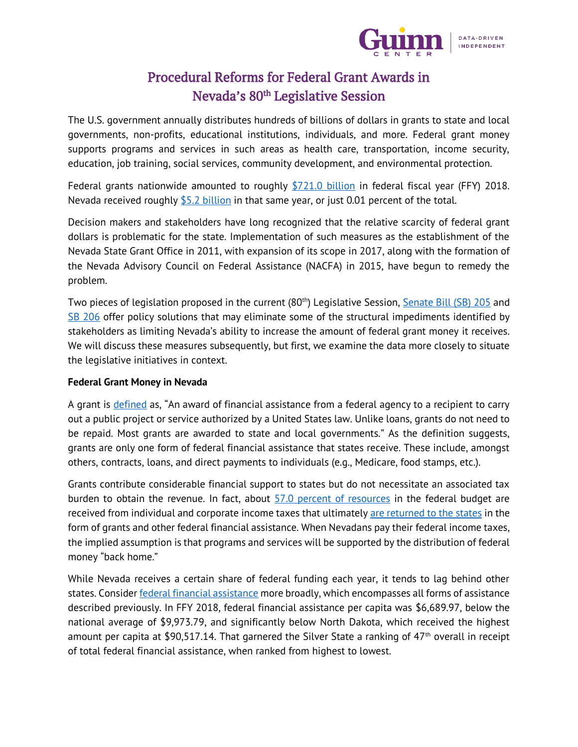# Procedural Reforms for Federal Grant Awards in Nevada's 80th Legislative Session

The U.S. government annually distributes hundreds of billions of dollars in grants to state and local governments, non-profits, educational institutions, individuals, and more. Federal grant money supports programs and services in such areas as health care, transportation, income security, education, job training, social services, community development, and environmental protection.

Federal grants nationwide amounted to roughly [$721.0 billion] in federal fiscal year (FFY) 2018. Nevada received roughly [$5.2 billion] in that same year, or just 0.01 percent of the total.

Decision makers and stakeholders have long recognized that the relative scarcity of federal grant dollars is problematic for the state. Implementation of such measures as the establishment of the Nevada State Grant Office in 2011, with expansion of its scope in 2017, along with the formation of the Nevada Advisory Council on Federal Assistance (NACFA) in 2015, have begun to remedy the problem.

Two pieces of legislation proposed in the current (80th) Legislative Session, Senate Bill (SB) 205 and SB 206 offer policy solutions that may eliminate some of the structural impediments identified by stakeholders as limiting Nevada's ability to increase the amount of federal grant money it receives. We will discuss these measures subsequently, but first, we examine the data more closely to situate the legislative initiatives in context.

**Federal Grant Money in Nevada**

A grant is defined as, "An award of financial assistance from a federal agency to a recipient to carry out a public project or service authorized by a United States law. Unlike loans, grants do not need to be repaid. Most grants are awarded to state and local governments." As the definition suggests, grants are only one form of federal financial assistance that states receive. These include, amongst others, contracts, loans, and direct payments to individuals (e.g., Medicare, food stamps, etc.).

Grants contribute considerable financial support to states but do not necessitate an associated tax burden to obtain the revenue. In fact, about 57.0 percent of resources in the federal budget are received from individual and corporate income taxes that ultimately are returned to the states in the form of grants and other federal financial assistance. When Nevadans pay their federal income taxes, the implied assumption is that programs and services will be supported by the distribution of federal money "back home."

While Nevada receives a certain share of federal funding each year, it tends to lag behind other states. Consider federal financial assistance more broadly, which encompasses all forms of assistance described previously. In FFY 2018, federal financial assistance per capita was $6,689.97, below the national average of $9,973.79, and significantly below North Dakota, which received the highest amount per capita at $90,517.14. That garnered the Silver State a ranking of 47th overall in receipt of total federal financial assistance, when ranked from highest to lowest.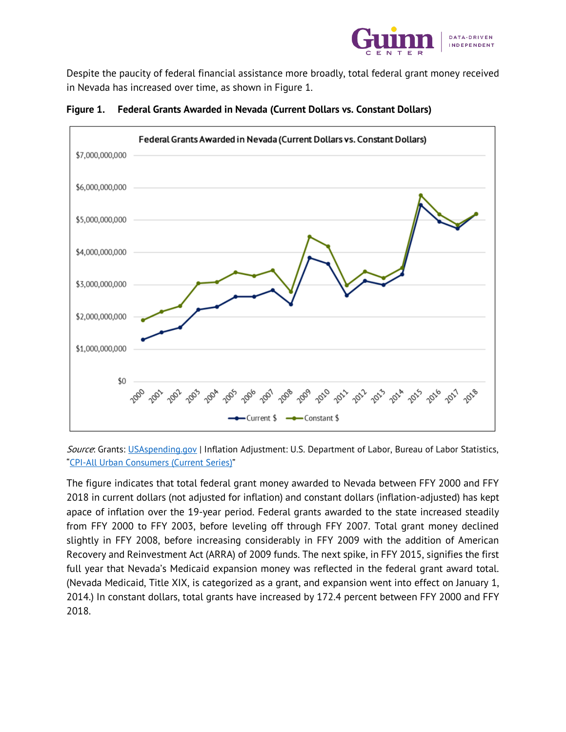Despite the paucity of federal financial assistance more broadly, total federal grant money received in Nevada has increased over time, as shown in Figure 1.

**Figure 1. Federal Grants Awarded in Nevada (Current Dollars vs. Constant Dollars)**

*Source*: Grants: [USAspending.gov](USAspending.gov) | Inflation Adjustment: U.S. Department of Labor, Bureau of Labor Statistics, "[CPI-All Urban Consumers (Current Series)]()"

The figure indicates that total federal grant money awarded to Nevada between FFY 2000 and FFY 2018 in current dollars (not adjusted for inflation) and constant dollars (inflation-adjusted) has kept apace of inflation over the 19-year period. Federal grants awarded to the state increased steadily from FFY 2000 to FFY 2003, before leveling off through FFY 2007. Total grant money declined slightly in FFY 2008, before increasing considerably in FFY 2009 with the addition of American Recovery and Reinvestment Act (ARRA) of 2009 funds. The next spike, in FFY 2015, signifies the first full year that Nevada's Medicaid expansion money was reflected in the federal grant award total. (Nevada Medicaid, Title XIX, is categorized as a grant, and expansion went into effect on January 1, 2014.) In constant dollars, total grants have increased by 172.4 percent between FFY 2000 and FFY 2018.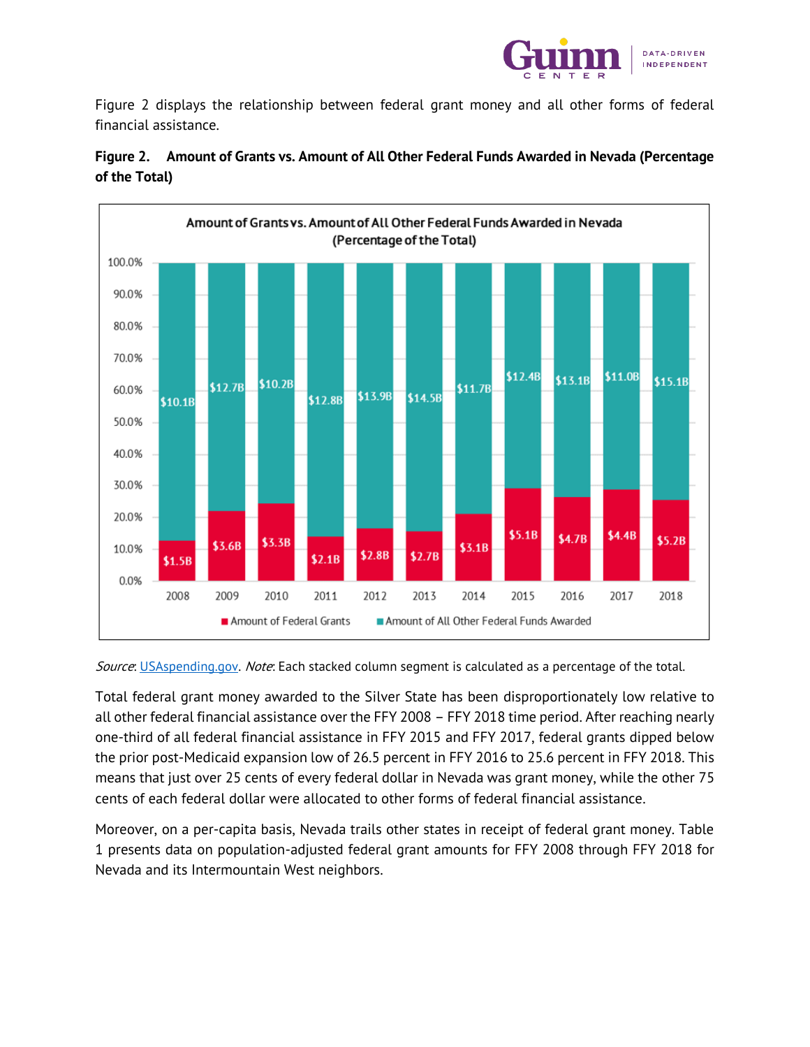Figure 2 displays the relationship between federal grant money and all other forms of federal financial assistance.

**Figure 2. Amount of Grants vs. Amount of All Other Federal Funds Awarded in Nevada (Percentage of the Total)**

| Year | Amount of Federal Grants | Amount of All Other Federal Funds Awarded |
|---|---|---|
| 2008 | $1.5B | $10.1B |
| 2009 | $3.6B | $12.7B |
| 2010 | $3.3B | $10.2B |
| 2011 | $2.1B | $12.8B |
| 2012 | $2.8B | $13.9B |
| 2013 | $2.7B | $14.5B |
| 2014 | $3.1B | $11.7B |
| 2015 | $5.1B | $12.4B |
| 2016 | $4.7B | $13.1B |
| 2017 | $4.4B | $11.0B |
| 2018 | $5.2B | $15.1B |

*Source*: USAspending.gov. *Note*: Each stacked column segment is calculated as a percentage of the total.

Total federal grant money awarded to the Silver State has been disproportionately low relative to all other federal financial assistance over the FFY 2008 – FFY 2018 time period. After reaching nearly one-third of all federal financial assistance in FFY 2015 and FFY 2017, federal grants dipped below the prior post-Medicaid expansion low of 26.5 percent in FFY 2016 to 25.6 percent in FFY 2018. This means that just over 25 cents of every federal dollar in Nevada was grant money, while the other 75 cents of each federal dollar were allocated to other forms of federal financial assistance.

Moreover, on a per-capita basis, Nevada trails other states in receipt of federal grant money. Table 1 presents data on population-adjusted federal grant amounts for FFY 2008 through FFY 2018 for Nevada and its Intermountain West neighbors.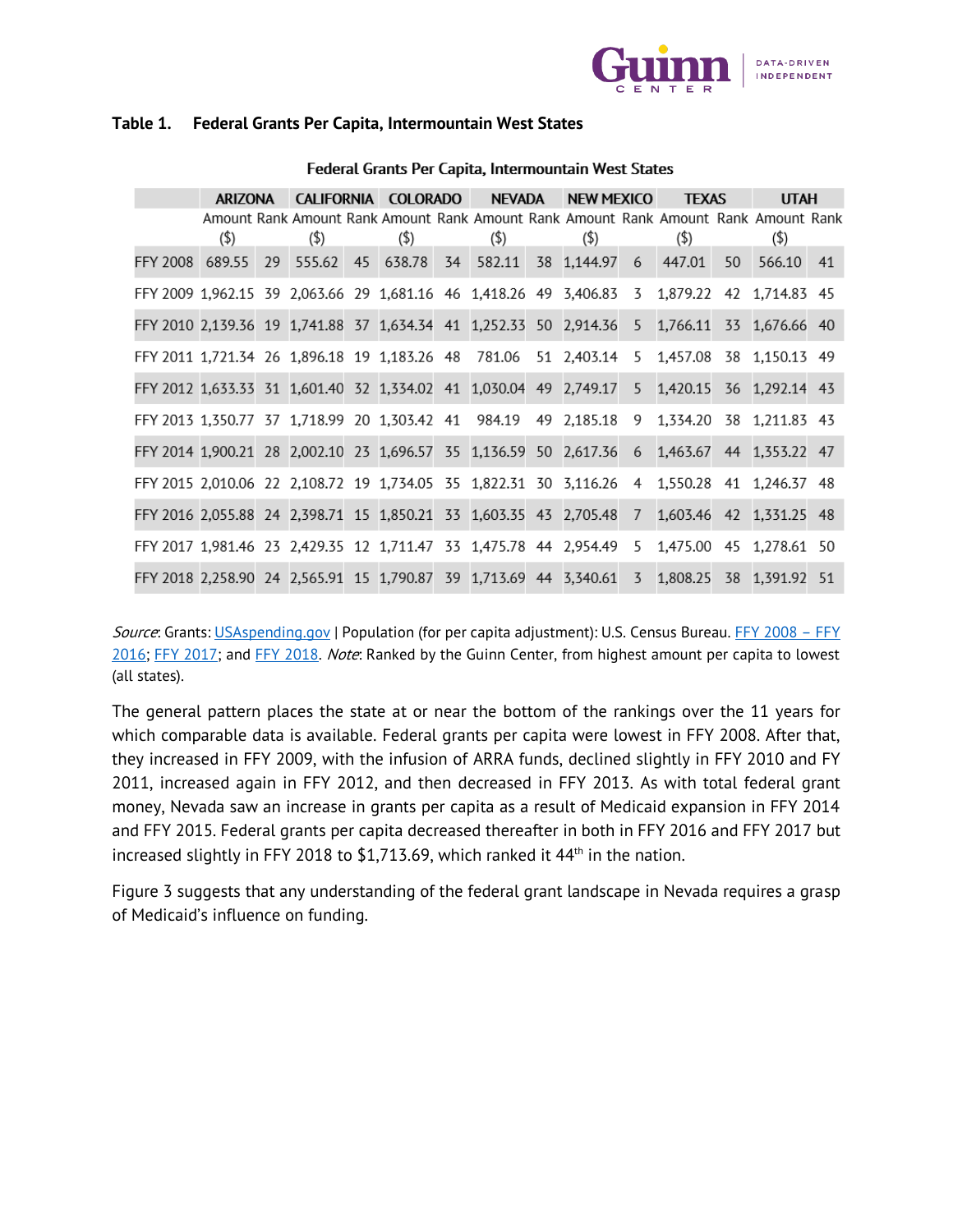**Table 1. Federal Grants Per Capita, Intermountain West States**

Federal Grants Per Capita, Intermountain West States

| | ARIZONA | | CALIFORNIA | | COLORADO | | NEVADA | | NEW MEXICO | | TEXAS | | UTAH | |
|---|---|---|---|---|---|---|---|---|---|---|---|---|---|---|
| | Amount ($) | Rank | Amount ($) | Rank | Amount ($) | Rank | Amount ($) | Rank | Amount ($) | Rank | Amount ($) | Rank | Amount ($) | Rank |
| FFY 2008 | 689.55 | 29 | 555.62 | 45 | 638.78 | 34 | 582.11 | 38 | 1,144.97 | 6 | 447.01 | 50 | 566.10 | 41 |
| FFY 2009 | 1,962.15 | 39 | 2,063.66 | 29 | 1,681.16 | 46 | 1,418.26 | 49 | 3,406.83 | 3 | 1,879.22 | 42 | 1,714.83 | 45 |
| FFY 2010 | 2,139.36 | 19 | 1,741.88 | 37 | 1,634.34 | 41 | 1,252.33 | 50 | 2,914.36 | 5 | 1,766.11 | 33 | 1,676.66 | 40 |
| FFY 2011 | 1,721.34 | 26 | 1,896.18 | 19 | 1,183.26 | 48 | 781.06 | 51 | 2,403.14 | 5 | 1,457.08 | 38 | 1,150.13 | 49 |
| FFY 2012 | 1,633.33 | 31 | 1,601.40 | 32 | 1,334.02 | 41 | 1,030.04 | 49 | 2,749.17 | 5 | 1,420.15 | 36 | 1,292.14 | 43 |
| FFY 2013 | 1,350.77 | 37 | 1,718.99 | 20 | 1,303.42 | 41 | 984.19 | 49 | 2,185.18 | 9 | 1,334.20 | 38 | 1,211.83 | 43 |
| FFY 2014 | 1,900.21 | 28 | 2,002.10 | 23 | 1,696.57 | 35 | 1,136.59 | 50 | 2,617.36 | 6 | 1,463.67 | 44 | 1,353.22 | 47 |
| FFY 2015 | 2,010.06 | 22 | 2,108.72 | 19 | 1,734.05 | 35 | 1,822.31 | 30 | 3,116.26 | 4 | 1,550.28 | 41 | 1,246.37 | 48 |
| FFY 2016 | 2,055.88 | 24 | 2,398.71 | 15 | 1,850.21 | 33 | 1,603.35 | 43 | 2,705.48 | 7 | 1,603.46 | 42 | 1,331.25 | 48 |
| FFY 2017 | 1,981.46 | 23 | 2,429.35 | 12 | 1,711.47 | 33 | 1,475.78 | 44 | 2,954.49 | 5 | 1,475.00 | 45 | 1,278.61 | 50 |
| FFY 2018 | 2,258.90 | 24 | 2,565.91 | 15 | 1,790.87 | 39 | 1,713.69 | 44 | 3,340.61 | 3 | 1,808.25 | 38 | 1,391.92 | 51 |

*Source*: Grants: USAspending.gov | Population (for per capita adjustment): U.S. Census Bureau. FFY 2008 – FFY 2016; FFY 2017; and FFY 2018. *Note*: Ranked by the Guinn Center, from highest amount per capita to lowest (all states).

The general pattern places the state at or near the bottom of the rankings over the 11 years for which comparable data is available. Federal grants per capita were lowest in FFY 2008. After that, they increased in FFY 2009, with the infusion of ARRA funds, declined slightly in FFY 2010 and FY 2011, increased again in FFY 2012, and then decreased in FFY 2013. As with total federal grant money, Nevada saw an increase in grants per capita as a result of Medicaid expansion in FFY 2014 and FFY 2015. Federal grants per capita decreased thereafter in both in FFY 2016 and FFY 2017 but increased slightly in FFY 2018 to $1,713.69, which ranked it 44th in the nation.

Figure 3 suggests that any understanding of the federal grant landscape in Nevada requires a grasp of Medicaid's influence on funding.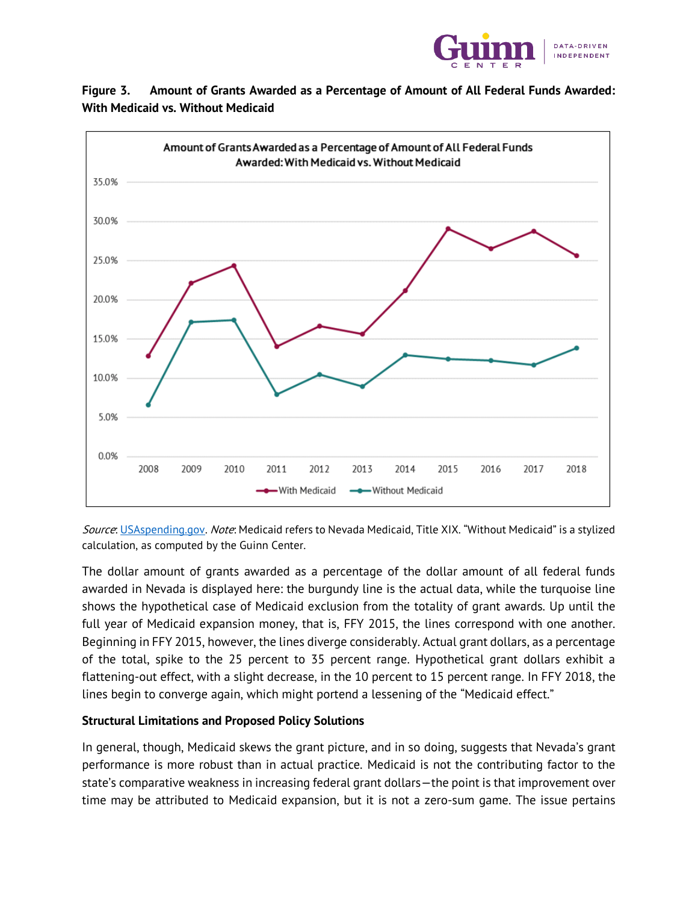**Figure 3. Amount of Grants Awarded as a Percentage of Amount of All Federal Funds Awarded: With Medicaid vs. Without Medicaid**

*Source*: [USAspending.gov](USAspending.gov). *Note*: Medicaid refers to Nevada Medicaid, Title XIX. "Without Medicaid" is a stylized calculation, as computed by the Guinn Center.

The dollar amount of grants awarded as a percentage of the dollar amount of all federal funds awarded in Nevada is displayed here: the burgundy line is the actual data, while the turquoise line shows the hypothetical case of Medicaid exclusion from the totality of grant awards. Up until the full year of Medicaid expansion money, that is, FFY 2015, the lines correspond with one another. Beginning in FFY 2015, however, the lines diverge considerably. Actual grant dollars, as a percentage of the total, spike to the 25 percent to 35 percent range. Hypothetical grant dollars exhibit a flattening-out effect, with a slight decrease, in the 10 percent to 15 percent range. In FFY 2018, the lines begin to converge again, which might portend a lessening of the "Medicaid effect."

**Structural Limitations and Proposed Policy Solutions**

In general, though, Medicaid skews the grant picture, and in so doing, suggests that Nevada's grant performance is more robust than in actual practice. Medicaid is not the contributing factor to the state's comparative weakness in increasing federal grant dollars—the point is that improvement over time may be attributed to Medicaid expansion, but it is not a zero-sum game. The issue pertains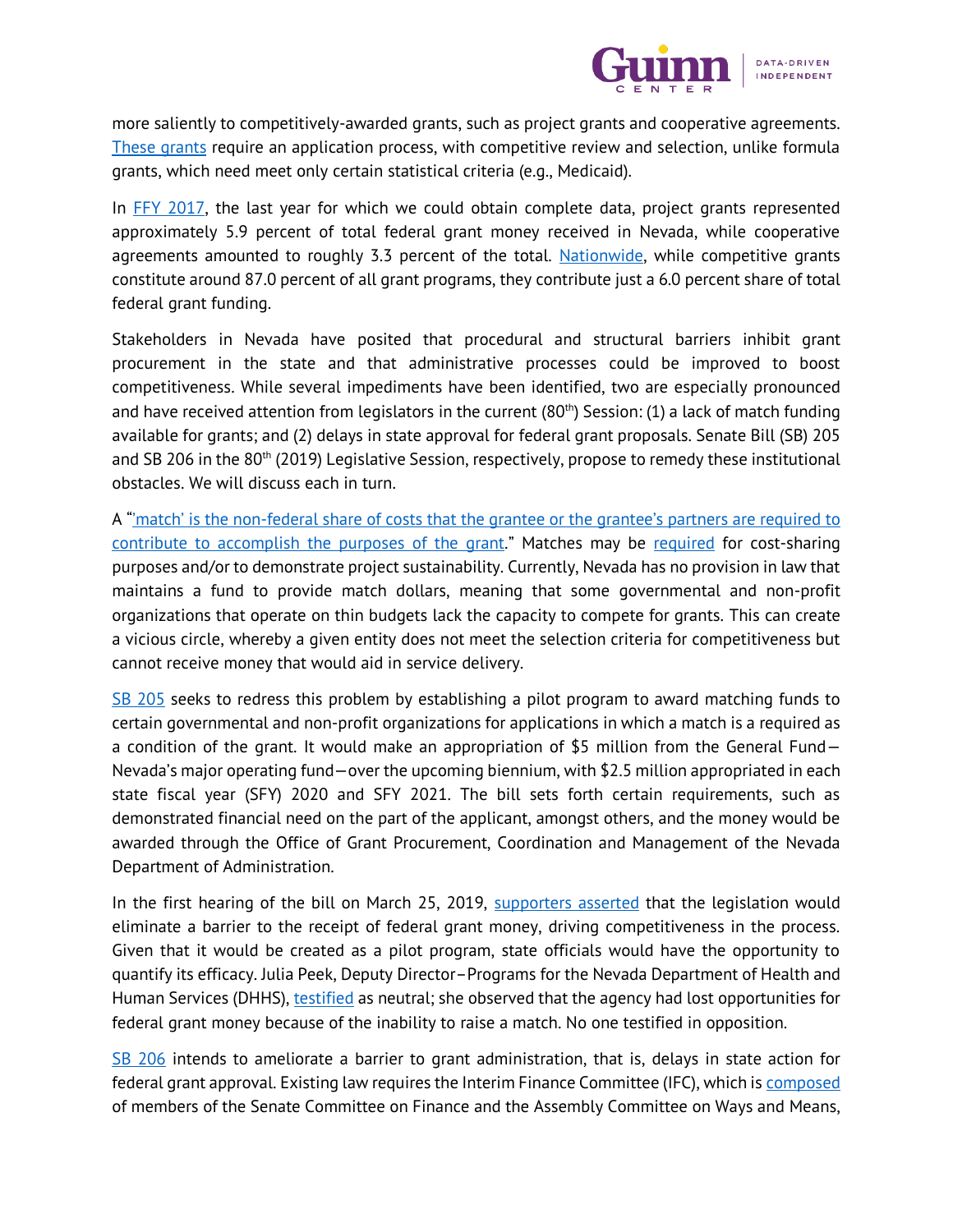more saliently to competitively-awarded grants, such as project grants and cooperative agreements. [These grants](#) require an application process, with competitive review and selection, unlike formula grants, which need meet only certain statistical criteria (e.g., Medicaid).

In [FFY 2017](#), the last year for which we could obtain complete data, project grants represented approximately 5.9 percent of total federal grant money received in Nevada, while cooperative agreements amounted to roughly 3.3 percent of the total. [Nationwide](#), while competitive grants constitute around 87.0 percent of all grant programs, they contribute just a 6.0 percent share of total federal grant funding.

Stakeholders in Nevada have posited that procedural and structural barriers inhibit grant procurement in the state and that administrative processes could be improved to boost competitiveness. While several impediments have been identified, two are especially pronounced and have received attention from legislators in the current (80th) Session: (1) a lack of match funding available for grants; and (2) delays in state approval for federal grant proposals. Senate Bill (SB) 205 and SB 206 in the 80th (2019) Legislative Session, respectively, propose to remedy these institutional obstacles. We will discuss each in turn.

A "['match' is the non-federal share of costs that the grantee or the grantee's partners are required to contribute to accomplish the purposes of the grant](#)." Matches may be [required](#) for cost-sharing purposes and/or to demonstrate project sustainability. Currently, Nevada has no provision in law that maintains a fund to provide match dollars, meaning that some governmental and non-profit organizations that operate on thin budgets lack the capacity to compete for grants. This can create a vicious circle, whereby a given entity does not meet the selection criteria for competitiveness but cannot receive money that would aid in service delivery.

[SB 205](#) seeks to redress this problem by establishing a pilot program to award matching funds to certain governmental and non-profit organizations for applications in which a match is a required as a condition of the grant. It would make an appropriation of $5 million from the General Fund—Nevada's major operating fund—over the upcoming biennium, with $2.5 million appropriated in each state fiscal year (SFY) 2020 and SFY 2021. The bill sets forth certain requirements, such as demonstrated financial need on the part of the applicant, amongst others, and the money would be awarded through the Office of Grant Procurement, Coordination and Management of the Nevada Department of Administration.

In the first hearing of the bill on March 25, 2019, [supporters asserted](#) that the legislation would eliminate a barrier to the receipt of federal grant money, driving competitiveness in the process. Given that it would be created as a pilot program, state officials would have the opportunity to quantify its efficacy. Julia Peek, Deputy Director–Programs for the Nevada Department of Health and Human Services (DHHS), [testified](#) as neutral; she observed that the agency had lost opportunities for federal grant money because of the inability to raise a match. No one testified in opposition.

[SB 206](#) intends to ameliorate a barrier to grant administration, that is, delays in state action for federal grant approval. Existing law requires the Interim Finance Committee (IFC), which is [composed](#) of members of the Senate Committee on Finance and the Assembly Committee on Ways and Means,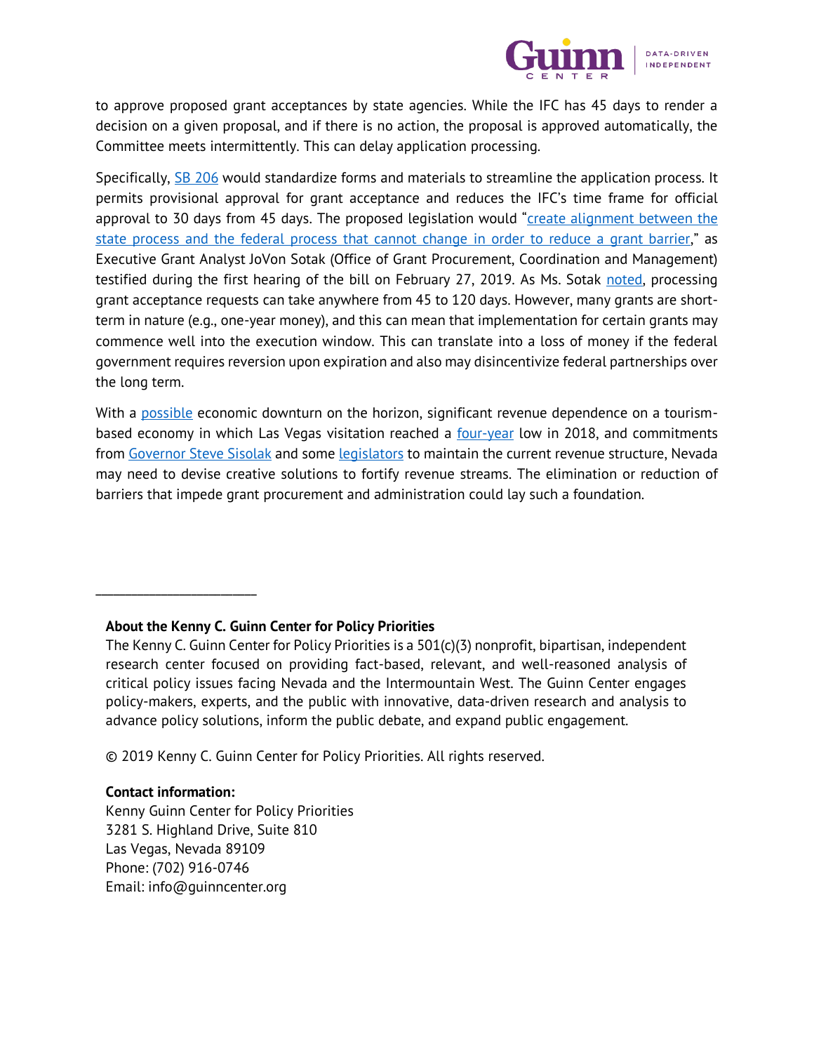to approve proposed grant acceptances by state agencies. While the IFC has 45 days to render a decision on a given proposal, and if there is no action, the proposal is approved automatically, the Committee meets intermittently. This can delay application processing.

Specifically, SB 206 would standardize forms and materials to streamline the application process. It permits provisional approval for grant acceptance and reduces the IFC's time frame for official approval to 30 days from 45 days. The proposed legislation would "create alignment between the state process and the federal process that cannot change in order to reduce a grant barrier," as Executive Grant Analyst JoVon Sotak (Office of Grant Procurement, Coordination and Management) testified during the first hearing of the bill on February 27, 2019. As Ms. Sotak noted, processing grant acceptance requests can take anywhere from 45 to 120 days. However, many grants are short-term in nature (e.g., one-year money), and this can mean that implementation for certain grants may commence well into the execution window. This can translate into a loss of money if the federal government requires reversion upon expiration and also may disincentivize federal partnerships over the long term.

With a possible economic downturn on the horizon, significant revenue dependence on a tourism-based economy in which Las Vegas visitation reached a four-year low in 2018, and commitments from Governor Steve Sisolak and some legislators to maintain the current revenue structure, Nevada may need to devise creative solutions to fortify revenue streams. The elimination or reduction of barriers that impede grant procurement and administration could lay such a foundation.

---

**About the Kenny C. Guinn Center for Policy Priorities**

The Kenny C. Guinn Center for Policy Priorities is a 501(c)(3) nonprofit, bipartisan, independent research center focused on providing fact-based, relevant, and well-reasoned analysis of critical policy issues facing Nevada and the Intermountain West. The Guinn Center engages policy-makers, experts, and the public with innovative, data-driven research and analysis to advance policy solutions, inform the public debate, and expand public engagement.

© 2019 Kenny C. Guinn Center for Policy Priorities. All rights reserved.

**Contact information:**

Kenny Guinn Center for Policy Priorities
3281 S. Highland Drive, Suite 810
Las Vegas, Nevada 89109
Phone: (702) 916-0746
Email: info@guinncenter.org